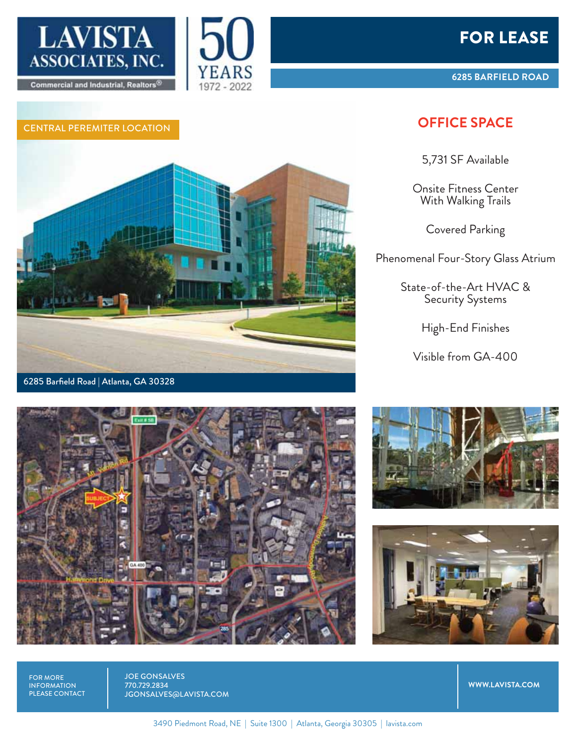LAVISTA ASSOCIATES, INC.
Commercial and Industrial, Realtors®

50 YEARS 1972 - 2022

# FOR LEASE

**6285 BARFIELD ROAD**

CENTRAL PEREMITER LOCATION

6285 Barfield Road | Atlanta, GA 30328

## OFFICE SPACE

5,731 SF Available

Onsite Fitness Center With Walking Trails

Covered Parking

Phenomenal Four-Story Glass Atrium

State-of-the-Art HVAC & Security Systems

High-End Finishes

Visible from GA-400

FOR MORE INFORMATION PLEASE CONTACT

JOE GONSALVES
770.729.2834
JGONSALVES@LAVISTA.COM

WWW.LAVISTA.COM

3490 Piedmont Road, NE | Suite 1300 | Atlanta, Georgia 30305 | lavista.com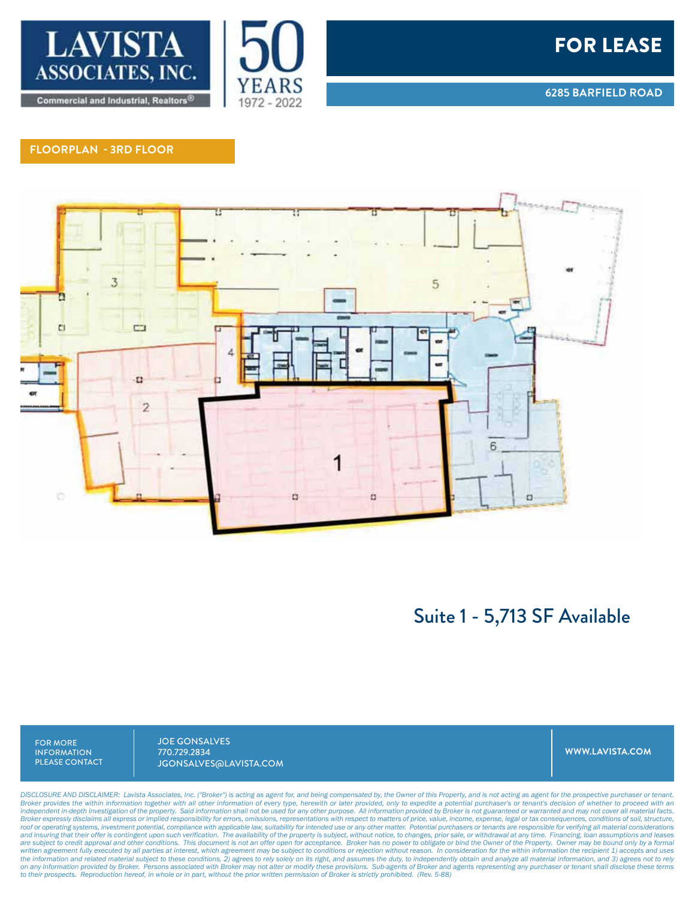LAVISTA ASSOCIATES, INC.

Commercial and Industrial, Realtors®

50 YEARS 1972 - 2022

# FOR LEASE

**6285 BARFIELD ROAD**

## FLOORPLAN - 3RD FLOOR

3

5

4

2

1

6

## Suite 1 - 5,713 SF Available

FOR MORE INFORMATION PLEASE CONTACT

JOE GONSALVES
770.729.2834
JGONSALVES@LAVISTA.COM

**WWW.LAVISTA.COM**

*DISCLOSURE AND DISCLAIMER: Lavista Associates, Inc. ("Broker") is acting as agent for, and being compensated by, the Owner of this Property, and is not acting as agent for the prospective purchaser or tenant. Broker provides the within information together with all other information of every type, herewith or later provided, only to expedite a potential purchaser's or tenant's decision of whether to proceed with an independent in-depth investigation of the property. Said information shall not be used for any other purpose. All information provided by Broker is not guaranteed or warranted and may not cover all material facts. Broker expressly disclaims all express or implied responsibility for errors, omissions, representations with respect to matters of price, value, income, expense, legal or tax consequences, conditions of soil, structure, roof or operating systems, investment potential, compliance with applicable law, suitability for intended use or any other matter. Potential purchasers or tenants are responsible for verifying all material considerations and insuring that their offer is contingent upon such verification. The availability of the property is subject, without notice, to changes, prior sale, or withdrawal at any time. Financing, loan assumptions and leases are subject to credit approval and other conditions. This document is not an offer open for acceptance. Broker has no power to obligate or bind the Owner of the Property. Owner may be bound only by a formal written agreement fully executed by all parties at interest, which agreement may be subject to conditions or rejection without reason. In consideration for the within information the recipient 1) accepts and uses the information and related material subject to these conditions, 2) agrees to rely solely on its right, and assumes the duty, to independently obtain and analyze all material information, and 3) agrees not to rely on any information provided by Broker. Persons associated with Broker may not alter or modify these provisions. Sub-agents of Broker and agents representing any purchaser or tenant shall disclose these terms to their prospects. Reproduction hereof, in whole or in part, without the prior written permission of Broker is strictly prohibited. (Rev. 5-88)*